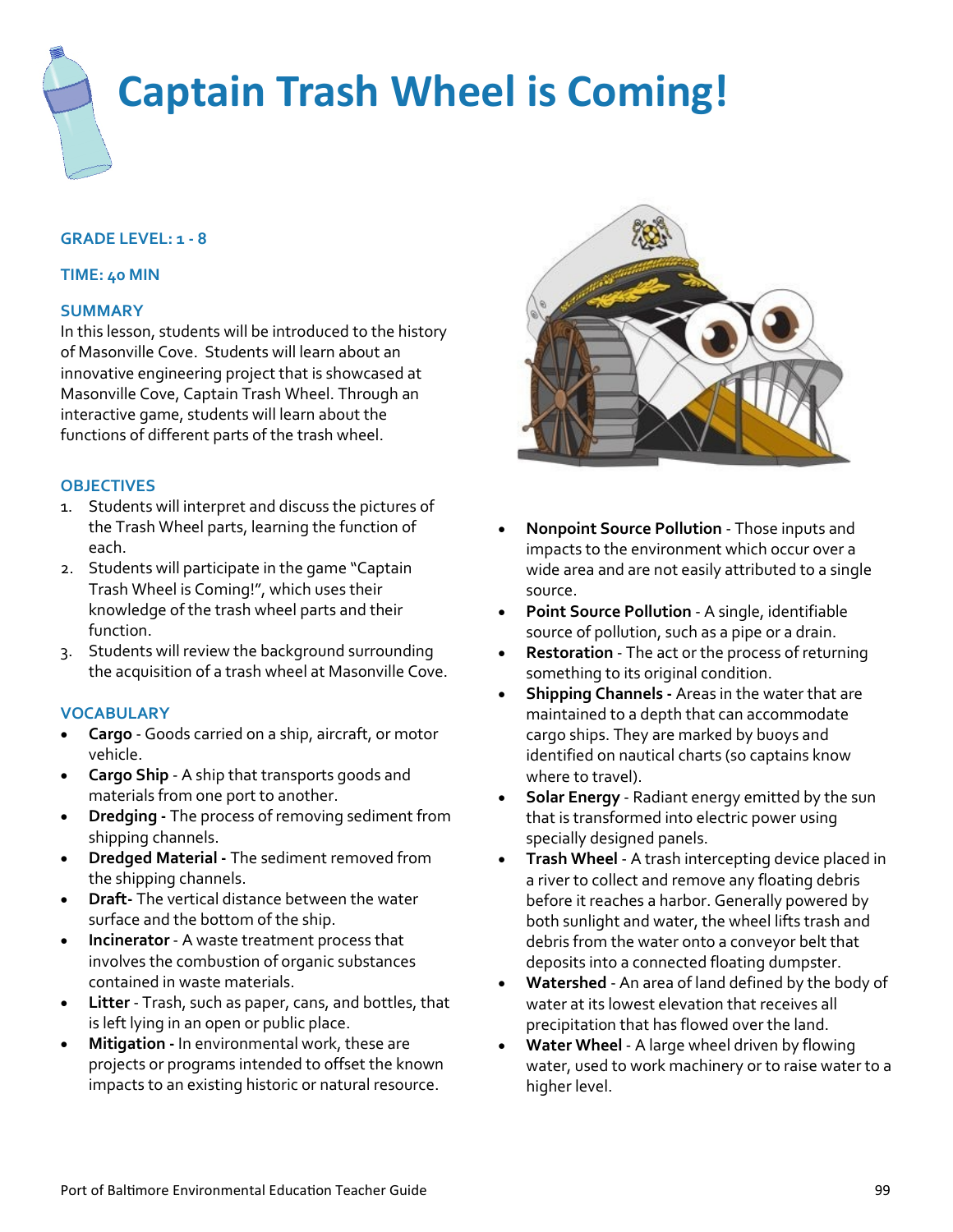# Captain Trash Wheel is Coming!

**GRADE LEVEL: 1 - 8**

**TIME: 40 MIN**

## SUMMARY

In this lesson, students will be introduced to the history of Masonville Cove. Students will learn about an innovative engineering project that is showcased at Masonville Cove, Captain Trash Wheel. Through an interactive game, students will learn about the functions of different parts of the trash wheel.

## OBJECTIVES

1. Students will interpret and discuss the pictures of the Trash Wheel parts, learning the function of each.
2. Students will participate in the game "Captain Trash Wheel is Coming!", which uses their knowledge of the trash wheel parts and their function.
3. Students will review the background surrounding the acquisition of a trash wheel at Masonville Cove.

## VOCABULARY

- **Cargo** - Goods carried on a ship, aircraft, or motor vehicle.
- **Cargo Ship** - A ship that transports goods and materials from one port to another.
- **Dredging -** The process of removing sediment from shipping channels.
- **Dredged Material -** The sediment removed from the shipping channels.
- **Draft-** The vertical distance between the water surface and the bottom of the ship.
- **Incinerator** - A waste treatment process that involves the combustion of organic substances contained in waste materials.
- **Litter** - Trash, such as paper, cans, and bottles, that is left lying in an open or public place.
- **Mitigation -** In environmental work, these are projects or programs intended to offset the known impacts to an existing historic or natural resource.
- **Nonpoint Source Pollution** - Those inputs and impacts to the environment which occur over a wide area and are not easily attributed to a single source.
- **Point Source Pollution** - A single, identifiable source of pollution, such as a pipe or a drain.
- **Restoration** - The act or the process of returning something to its original condition.
- **Shipping Channels -** Areas in the water that are maintained to a depth that can accommodate cargo ships. They are marked by buoys and identified on nautical charts (so captains know where to travel).
- **Solar Energy** - Radiant energy emitted by the sun that is transformed into electric power using specially designed panels.
- **Trash Wheel** - A trash intercepting device placed in a river to collect and remove any floating debris before it reaches a harbor. Generally powered by both sunlight and water, the wheel lifts trash and debris from the water onto a conveyor belt that deposits into a connected floating dumpster.
- **Watershed** - An area of land defined by the body of water at its lowest elevation that receives all precipitation that has flowed over the land.
- **Water Wheel** - A large wheel driven by flowing water, used to work machinery or to raise water to a higher level.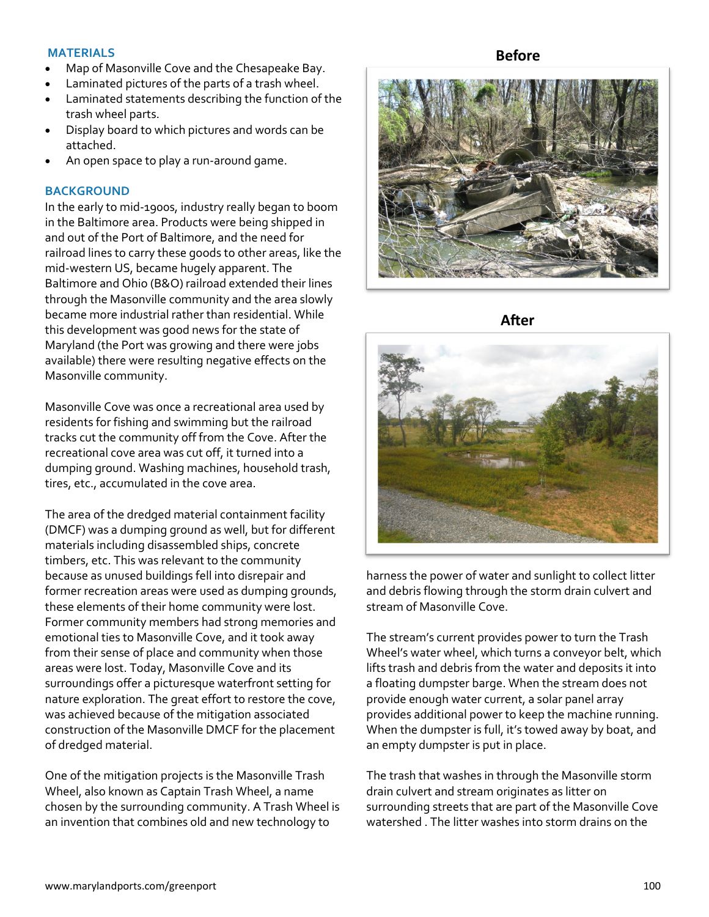## MATERIALS

- Map of Masonville Cove and the Chesapeake Bay.
- Laminated pictures of the parts of a trash wheel.
- Laminated statements describing the function of the trash wheel parts.
- Display board to which pictures and words can be attached.
- An open space to play a run-around game.

## BACKGROUND

In the early to mid-1900s, industry really began to boom in the Baltimore area. Products were being shipped in and out of the Port of Baltimore, and the need for railroad lines to carry these goods to other areas, like the mid-western US, became hugely apparent. The Baltimore and Ohio (B&O) railroad extended their lines through the Masonville community and the area slowly became more industrial rather than residential. While this development was good news for the state of Maryland (the Port was growing and there were jobs available) there were resulting negative effects on the Masonville community.

Masonville Cove was once a recreational area used by residents for fishing and swimming but the railroad tracks cut the community off from the Cove. After the recreational cove area was cut off, it turned into a dumping ground. Washing machines, household trash, tires, etc., accumulated in the cove area.

The area of the dredged material containment facility (DMCF) was a dumping ground as well, but for different materials including disassembled ships, concrete timbers, etc. This was relevant to the community because as unused buildings fell into disrepair and former recreation areas were used as dumping grounds, these elements of their home community were lost. Former community members had strong memories and emotional ties to Masonville Cove, and it took away from their sense of place and community when those areas were lost. Today, Masonville Cove and its surroundings offer a picturesque waterfront setting for nature exploration. The great effort to restore the cove, was achieved because of the mitigation associated construction of the Masonville DMCF for the placement of dredged material.

One of the mitigation projects is the Masonville Trash Wheel, also known as Captain Trash Wheel, a name chosen by the surrounding community. A Trash Wheel is an invention that combines old and new technology to harness the power of water and sunlight to collect litter and debris flowing through the storm drain culvert and stream of Masonville Cove.

**Before**

**After**

The stream's current provides power to turn the Trash Wheel's water wheel, which turns a conveyor belt, which lifts trash and debris from the water and deposits it into a floating dumpster barge. When the stream does not provide enough water current, a solar panel array provides additional power to keep the machine running. When the dumpster is full, it's towed away by boat, and an empty dumpster is put in place.

The trash that washes in through the Masonville storm drain culvert and stream originates as litter on surrounding streets that are part of the Masonville Cove watershed . The litter washes into storm drains on the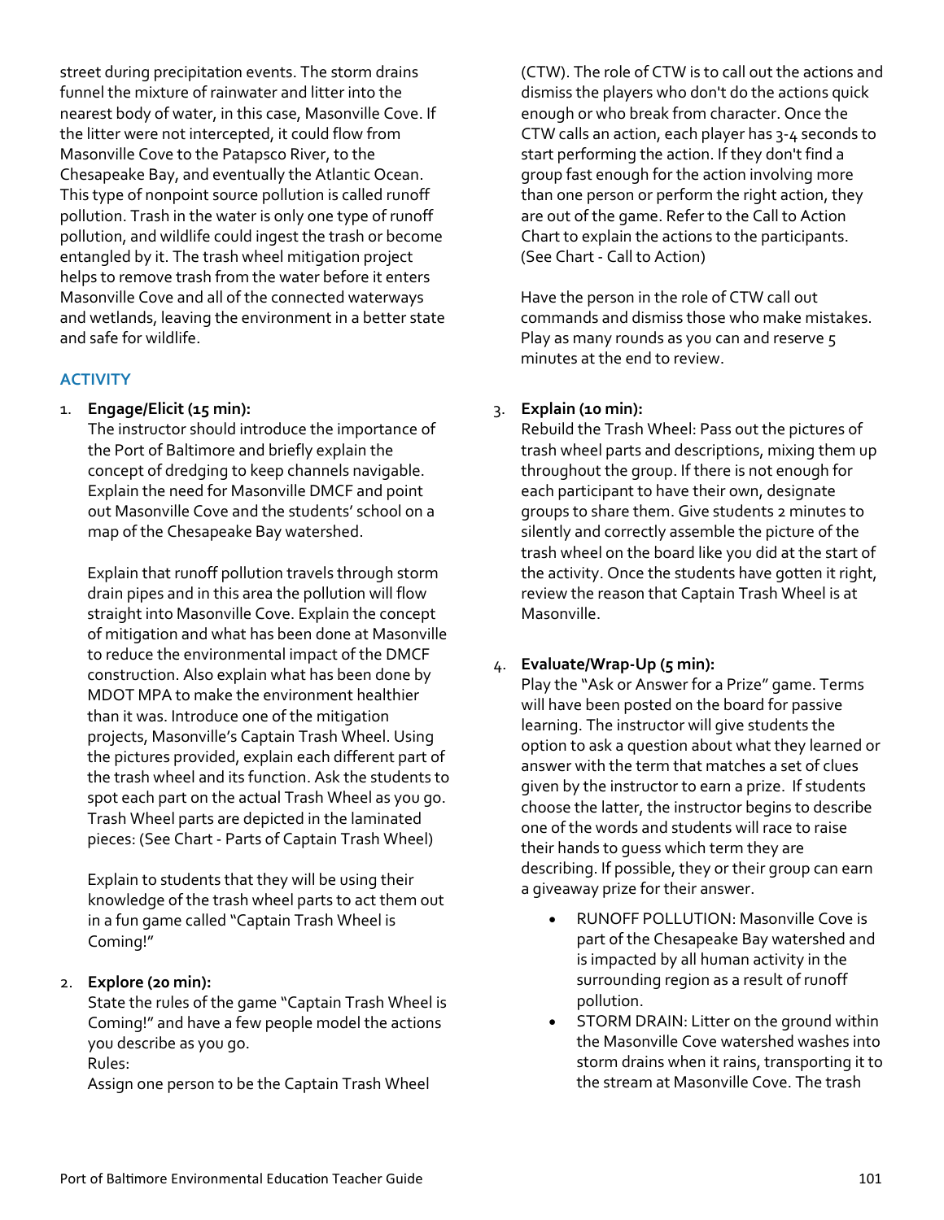street during precipitation events. The storm drains funnel the mixture of rainwater and litter into the nearest body of water, in this case, Masonville Cove. If the litter were not intercepted, it could flow from Masonville Cove to the Patapsco River, to the Chesapeake Bay, and eventually the Atlantic Ocean. This type of nonpoint source pollution is called runoff pollution. Trash in the water is only one type of runoff pollution, and wildlife could ingest the trash or become entangled by it. The trash wheel mitigation project helps to remove trash from the water before it enters Masonville Cove and all of the connected waterways and wetlands, leaving the environment in a better state and safe for wildlife.

### ACTIVITY

1. **Engage/Elicit (15 min):**
   The instructor should introduce the importance of the Port of Baltimore and briefly explain the concept of dredging to keep channels navigable. Explain the need for Masonville DMCF and point out Masonville Cove and the students' school on a map of the Chesapeake Bay watershed.

   Explain that runoff pollution travels through storm drain pipes and in this area the pollution will flow straight into Masonville Cove. Explain the concept of mitigation and what has been done at Masonville to reduce the environmental impact of the DMCF construction. Also explain what has been done by MDOT MPA to make the environment healthier than it was. Introduce one of the mitigation projects, Masonville's Captain Trash Wheel. Using the pictures provided, explain each different part of the trash wheel and its function. Ask the students to spot each part on the actual Trash Wheel as you go. Trash Wheel parts are depicted in the laminated pieces: (See Chart - Parts of Captain Trash Wheel)

   Explain to students that they will be using their knowledge of the trash wheel parts to act them out in a fun game called "Captain Trash Wheel is Coming!"

2. **Explore (20 min):**
   State the rules of the game "Captain Trash Wheel is Coming!" and have a few people model the actions you describe as you go.
   Rules:
   Assign one person to be the Captain Trash Wheel (CTW). The role of CTW is to call out the actions and dismiss the players who don't do the actions quick enough or who break from character. Once the CTW calls an action, each player has 3-4 seconds to start performing the action. If they don't find a group fast enough for the action involving more than one person or perform the right action, they are out of the game. Refer to the Call to Action Chart to explain the actions to the participants. (See Chart - Call to Action)

   Have the person in the role of CTW call out commands and dismiss those who make mistakes. Play as many rounds as you can and reserve 5 minutes at the end to review.

3. **Explain (10 min):**
   Rebuild the Trash Wheel: Pass out the pictures of trash wheel parts and descriptions, mixing them up throughout the group. If there is not enough for each participant to have their own, designate groups to share them. Give students 2 minutes to silently and correctly assemble the picture of the trash wheel on the board like you did at the start of the activity. Once the students have gotten it right, review the reason that Captain Trash Wheel is at Masonville.

4. **Evaluate/Wrap-Up (5 min):**
   Play the "Ask or Answer for a Prize" game. Terms will have been posted on the board for passive learning. The instructor will give students the option to ask a question about what they learned or answer with the term that matches a set of clues given by the instructor to earn a prize. If students choose the latter, the instructor begins to describe one of the words and students will race to raise their hands to guess which term they are describing. If possible, they or their group can earn a giveaway prize for their answer.

   - RUNOFF POLLUTION: Masonville Cove is part of the Chesapeake Bay watershed and is impacted by all human activity in the surrounding region as a result of runoff pollution.
   - STORM DRAIN: Litter on the ground within the Masonville Cove watershed washes into storm drains when it rains, transporting it to the stream at Masonville Cove. The trash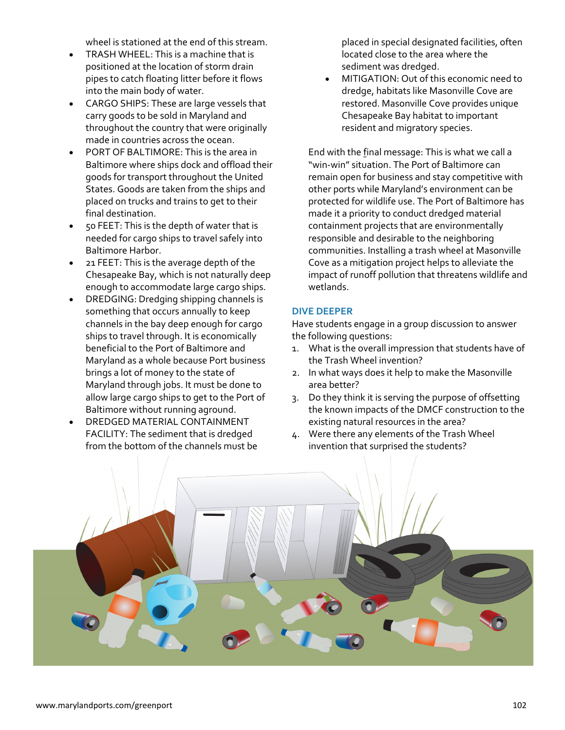wheel is stationed at the end of this stream.

- TRASH WHEEL: This is a machine that is positioned at the location of storm drain pipes to catch floating litter before it flows into the main body of water.
- CARGO SHIPS: These are large vessels that carry goods to be sold in Maryland and throughout the country that were originally made in countries across the ocean.
- PORT OF BALTIMORE: This is the area in Baltimore where ships dock and offload their goods for transport throughout the United States. Goods are taken from the ships and placed on trucks and trains to get to their final destination.
- 50 FEET: This is the depth of water that is needed for cargo ships to travel safely into Baltimore Harbor.
- 21 FEET: This is the average depth of the Chesapeake Bay, which is not naturally deep enough to accommodate large cargo ships.
- DREDGING: Dredging shipping channels is something that occurs annually to keep channels in the bay deep enough for cargo ships to travel through. It is economically beneficial to the Port of Baltimore and Maryland as a whole because Port business brings a lot of money to the state of Maryland through jobs. It must be done to allow large cargo ships to get to the Port of Baltimore without running aground.
- DREDGED MATERIAL CONTAINMENT FACILITY: The sediment that is dredged from the bottom of the channels must be placed in special designated facilities, often located close to the area where the sediment was dredged.
- MITIGATION: Out of this economic need to dredge, habitats like Masonville Cove are restored. Masonville Cove provides unique Chesapeake Bay habitat to important resident and migratory species.

End with the final message: This is what we call a "win-win" situation. The Port of Baltimore can remain open for business and stay competitive with other ports while Maryland's environment can be protected for wildlife use. The Port of Baltimore has made it a priority to conduct dredged material containment projects that are environmentally responsible and desirable to the neighboring communities. Installing a trash wheel at Masonville Cove as a mitigation project helps to alleviate the impact of runoff pollution that threatens wildlife and wetlands.

## DIVE DEEPER

Have students engage in a group discussion to answer the following questions:

1. What is the overall impression that students have of the Trash Wheel invention?
2. In what ways does it help to make the Masonville area better?
3. Do they think it is serving the purpose of offsetting the known impacts of the DMCF construction to the existing natural resources in the area?
4. Were there any elements of the Trash Wheel invention that surprised the students?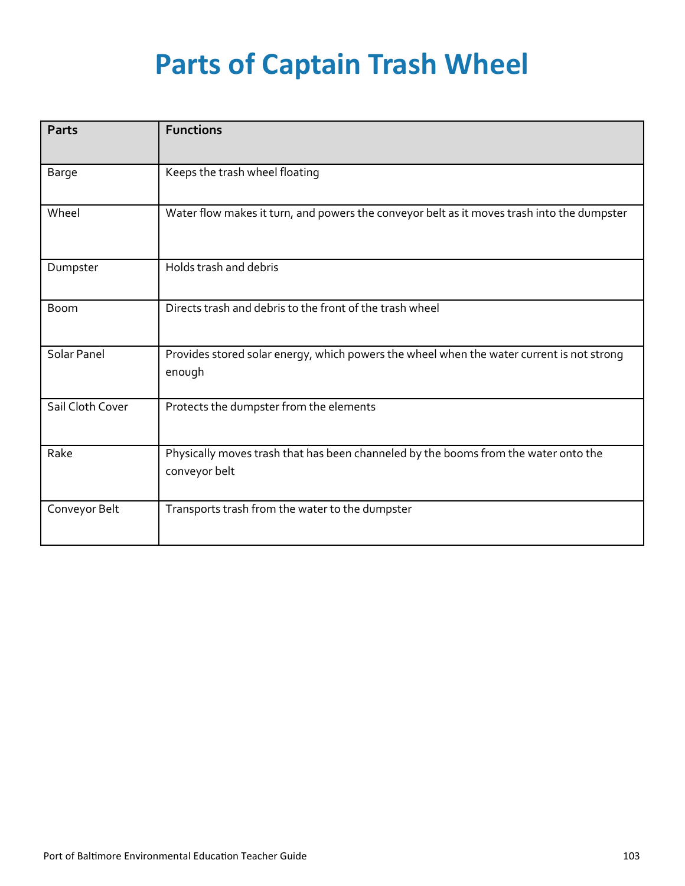# Parts of Captain Trash Wheel

| Parts | Functions |
|---|---|
| Barge | Keeps the trash wheel floating |
| Wheel | Water flow makes it turn, and powers the conveyor belt as it moves trash into the dumpster |
| Dumpster | Holds trash and debris |
| Boom | Directs trash and debris to the front of the trash wheel |
| Solar Panel | Provides stored solar energy, which powers the wheel when the water current is not strong enough |
| Sail Cloth Cover | Protects the dumpster from the elements |
| Rake | Physically moves trash that has been channeled by the booms from the water onto the conveyor belt |
| Conveyor Belt | Transports trash from the water to the dumpster |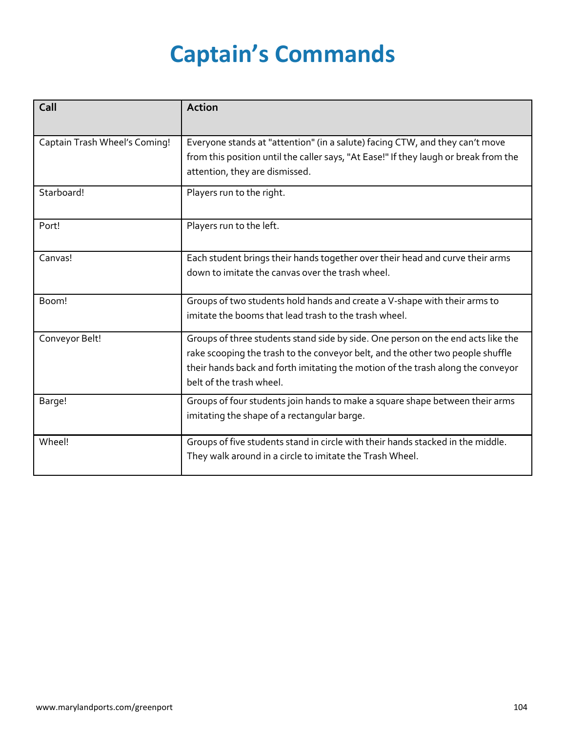# Captain's Commands

| Call | Action |
|---|---|
| Captain Trash Wheel's Coming! | Everyone stands at "attention" (in a salute) facing CTW, and they can't move from this position until the caller says, "At Ease!" If they laugh or break from the attention, they are dismissed. |
| Starboard! | Players run to the right. |
| Port! | Players run to the left. |
| Canvas! | Each student brings their hands together over their head and curve their arms down to imitate the canvas over the trash wheel. |
| Boom! | Groups of two students hold hands and create a V-shape with their arms to imitate the booms that lead trash to the trash wheel. |
| Conveyor Belt! | Groups of three students stand side by side. One person on the end acts like the rake scooping the trash to the conveyor belt, and the other two people shuffle their hands back and forth imitating the motion of the trash along the conveyor belt of the trash wheel. |
| Barge! | Groups of four students join hands to make a square shape between their arms imitating the shape of a rectangular barge. |
| Wheel! | Groups of five students stand in circle with their hands stacked in the middle. They walk around in a circle to imitate the Trash Wheel. |